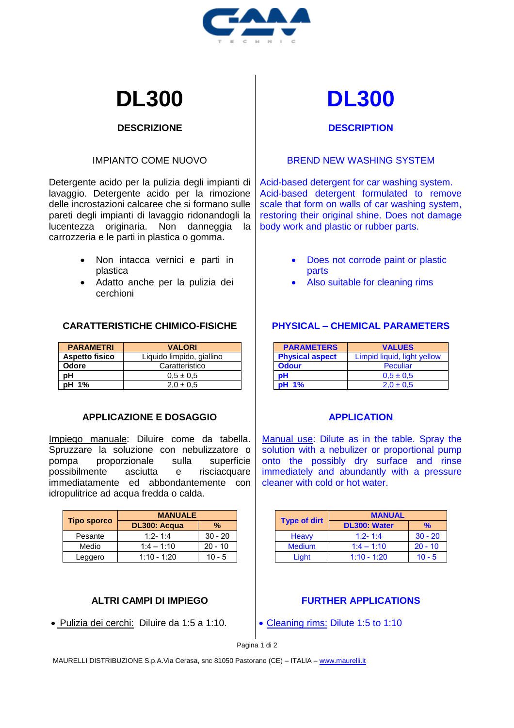# DL300

## DESCRIZIONE

IMPIANTO COME NUOVO

Detergente acido per la pulizia degli impianti di lavaggio. Detergente acido per la rimozione delle incrostazioni calcaree che si formano sulle pareti degli impianti di lavaggio ridonandogli la lucentezza originaria. Non danneggia la carrozzeria e le parti in plastica o gomma.

- Non intacca vernici e parti in plastica
- Adatto anche per la pulizia dei cerchioni

## CARATTERISTICHE CHIMICO-FISICHE

| PARAMETRI | VALORI |
|---|---|
| **Aspetto fisico** | Liquido limpido, giallino |
| **Odore** | Caratteristico |
| **pH** | 0,5 ± 0,5 |
| **pH 1%** | 2,0 ± 0,5 |

## APPLICAZIONE E DOSAGGIO

Impiego manuale: Diluire come da tabella. Spruzzare la soluzione con nebulizzatore o pompa proporzionale sulla superficie possibilmente asciutta e risciacquare immediatamente ed abbondantemente con idropulitrice ad acqua fredda o calda.

| Tipo sporco | MANUALE | |
|---|---|---|
| | DL300: Acqua | % |
| Pesante | 1:2- 1:4 | 30 - 20 |
| Medio | 1:4 – 1:10 | 20 - 10 |
| Leggero | 1:10 - 1:20 | 10 - 5 |

## ALTRI CAMPI DI IMPIEGO

- Pulizia dei cerchi: Diluire da 1:5 a 1:10.

# DL300

## DESCRIPTION

BREND NEW WASHING SYSTEM

Acid-based detergent for car washing system. Acid-based detergent formulated to remove scale that form on walls of car washing system, restoring their original shine. Does not damage body work and plastic or rubber parts.

- Does not corrode paint or plastic parts
- Also suitable for cleaning rims

## PHYSICAL – CHEMICAL PARAMETERS

| PARAMETERS | VALUES |
|---|---|
| **Physical aspect** | Limpid liquid, light yellow |
| **Odour** | Peculiar |
| **pH** | 0,5 ± 0,5 |
| **pH 1%** | 2,0 ± 0,5 |

## APPLICATION

Manual use: Dilute as in the table. Spray the solution with a nebulizer or proportional pump onto the possibly dry surface and rinse immediately and abundantly with a pressure cleaner with cold or hot water.

| Type of dirt | MANUAL | |
|---|---|---|
| | DL300: Water | % |
| Heavy | 1:2- 1:4 | 30 - 20 |
| Medium | 1:4 – 1:10 | 20 - 10 |
| Light | 1:10 - 1:20 | 10 - 5 |

## FURTHER APPLICATIONS

- Cleaning rims: Dilute 1:5 to 1:10

MAURELLI DISTRIBUZIONE S.p.A.Via Cerasa, snc 81050 Pastorano (CE) – ITALIA – www.maurelli.it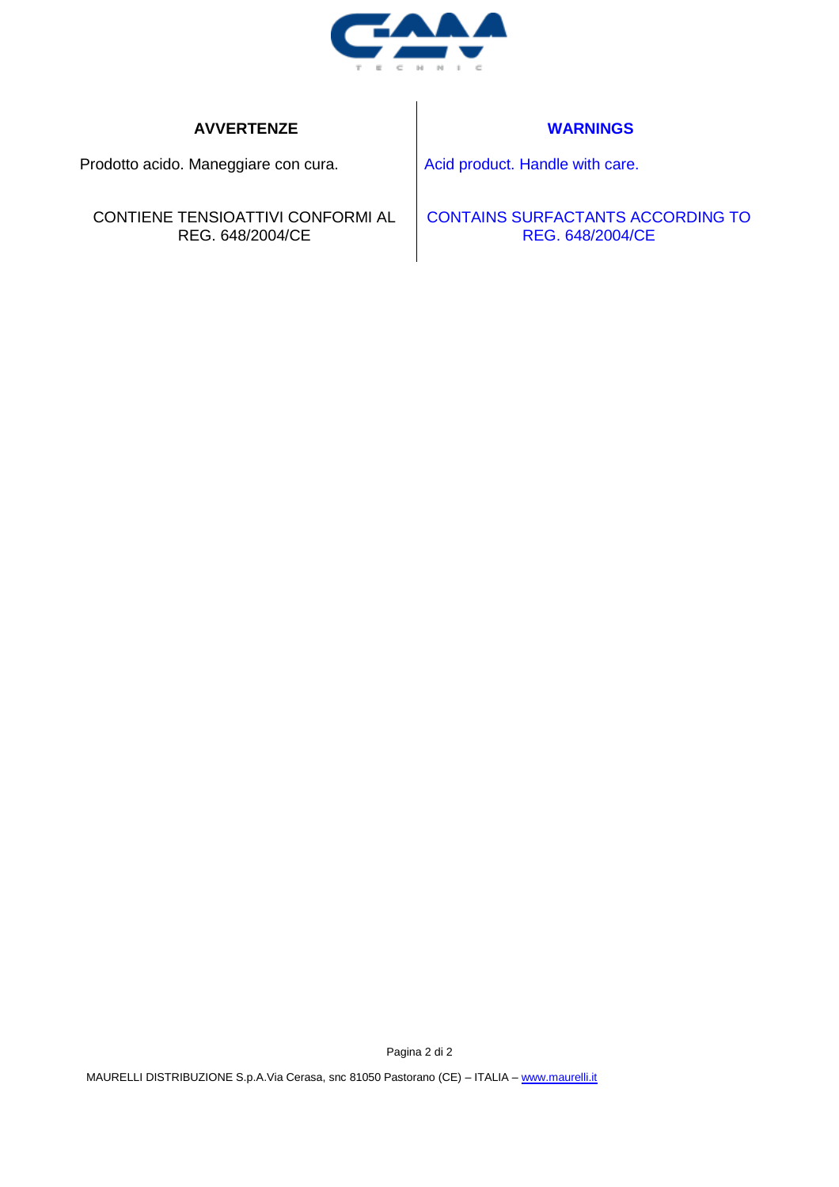## AVVERTENZE

Prodotto acido. Maneggiare con cura.

CONTIENE TENSIOATTIVI CONFORMI AL REG. 648/2004/CE

## WARNINGS

Acid product. Handle with care.

CONTAINS SURFACTANTS ACCORDING TO REG. 648/2004/CE

MAURELLI DISTRIBUZIONE S.p.A.Via Cerasa, snc 81050 Pastorano (CE) – ITALIA – www.maurelli.it